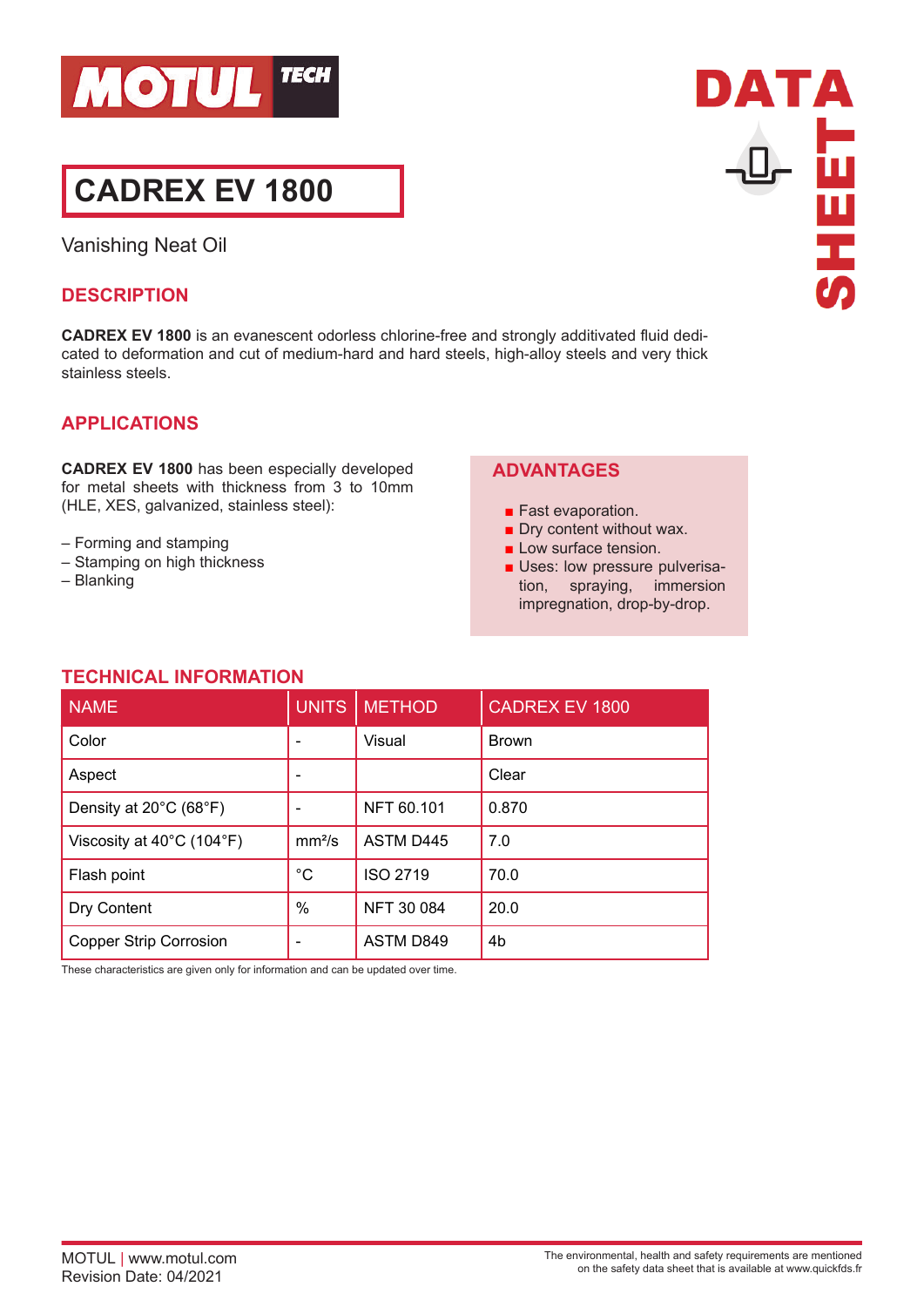MOTUL TECH

DATA SHEET

# CADREX EV 1800

Vanishing Neat Oil

## DESCRIPTION

**CADREX EV 1800** is an evanescent odorless chlorine-free and strongly additivated fluid dedicated to deformation and cut of medium-hard and hard steels, high-alloy steels and very thick stainless steels.

## APPLICATIONS

**CADREX EV 1800** has been especially developed for metal sheets with thickness from 3 to 10mm (HLE, XES, galvanized, stainless steel):

– Forming and stamping
– Stamping on high thickness
– Blanking

## ADVANTAGES

- Fast evaporation.
- Dry content without wax.
- Low surface tension.
- Uses: low pressure pulverisation, spraying, immersion impregnation, drop-by-drop.

## TECHNICAL INFORMATION

| NAME | UNITS | METHOD | CADREX EV 1800 |
|---|---|---|---|
| Color | - | Visual | Brown |
| Aspect | - | | Clear |
| Density at 20°C (68°F) | - | NFT 60.101 | 0.870 |
| Viscosity at 40°C (104°F) | mm²/s | ASTM D445 | 7.0 |
| Flash point | °C | ISO 2719 | 70.0 |
| Dry Content | % | NFT 30 084 | 20.0 |
| Copper Strip Corrosion | - | ASTM D849 | 4b |

These characteristics are given only for information and can be updated over time.

MOTUL | www.motul.com
Revision Date: 04/2021

The environmental, health and safety requirements are mentioned on the safety data sheet that is available at www.quickfds.fr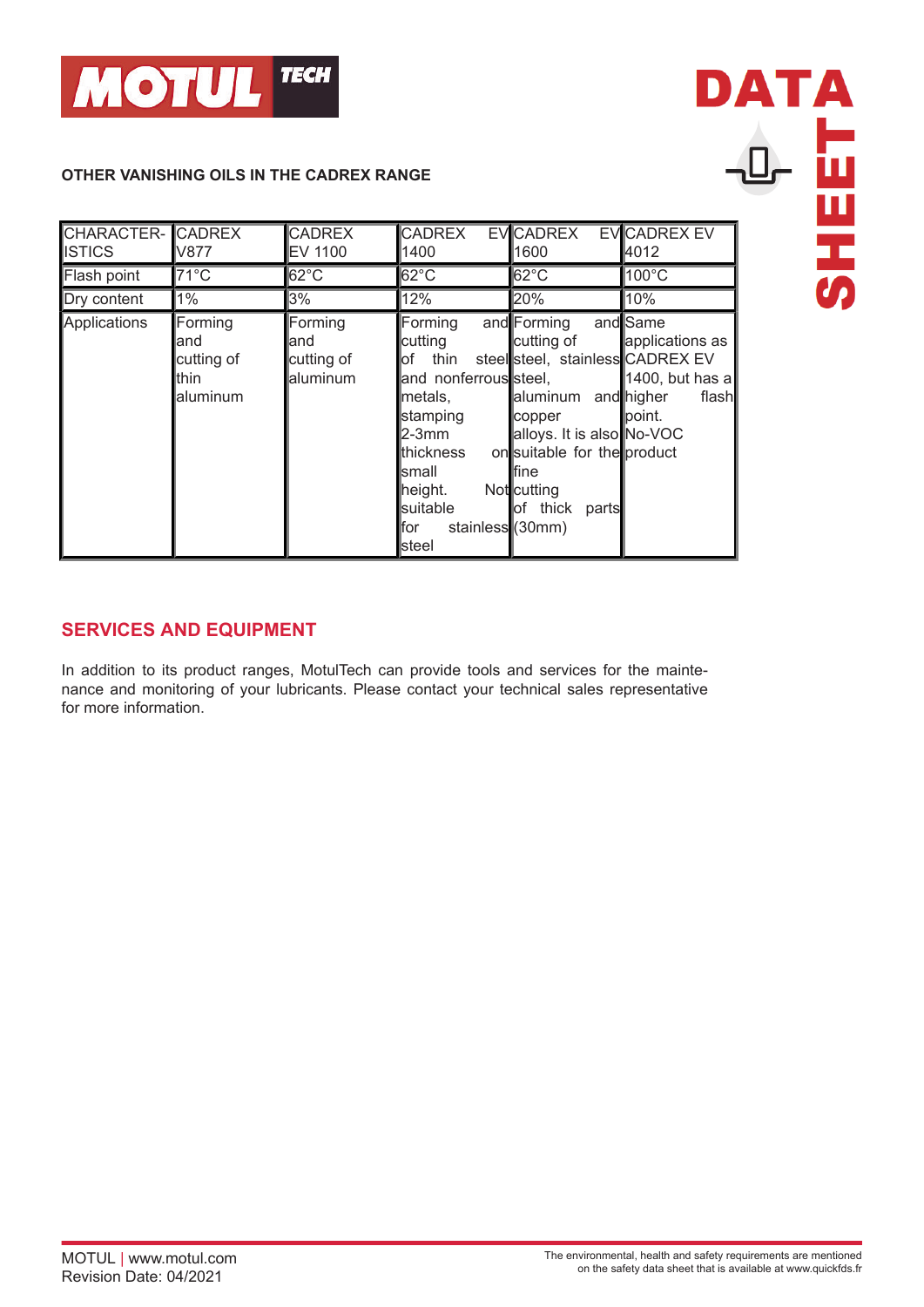### OTHER VANISHING OILS IN THE CADREX RANGE

| CHARACTER-ISTICS | CADREX V877 | CADREX EV 1100 | CADREX EV 1400 | CADREX EV 1600 | CADREX EV 4012 |
|---|---|---|---|---|---|
| Flash point | 71°C | 62°C | 62°C | 62°C | 100°C |
| Dry content | 1% | 3% | 12% | 20% | 10% |
| Applications | Forming and cutting of thin aluminum | Forming and cutting of aluminum | Forming and cutting of thin steel and nonferrous metals, stamping 2-3mm thickness on small height. Not suitable for stainless steel | Forming and cutting of steel, stainless steel, aluminum and copper alloys. It is also suitable for the fine cutting of thick parts (30mm) | Same applications as CADREX EV 1400, but has a higher flash point. No-VOC product |

## SERVICES AND EQUIPMENT

In addition to its product ranges, MotulTech can provide tools and services for the maintenance and monitoring of your lubricants. Please contact your technical sales representative for more information.